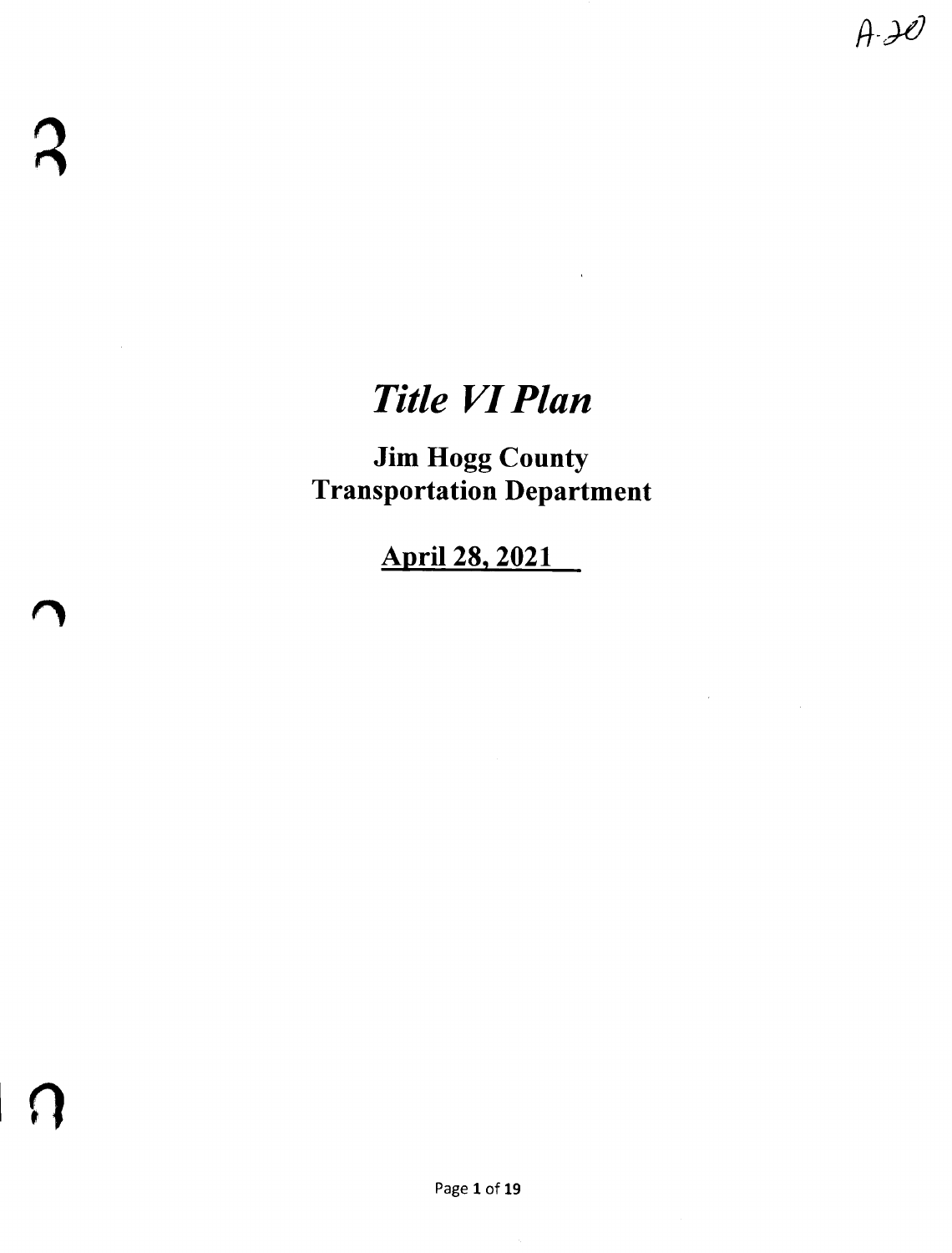A-20

# *Title VI Plan*

## Jim Hogg County Transportation Department

**<u>April 28, 2021</u>**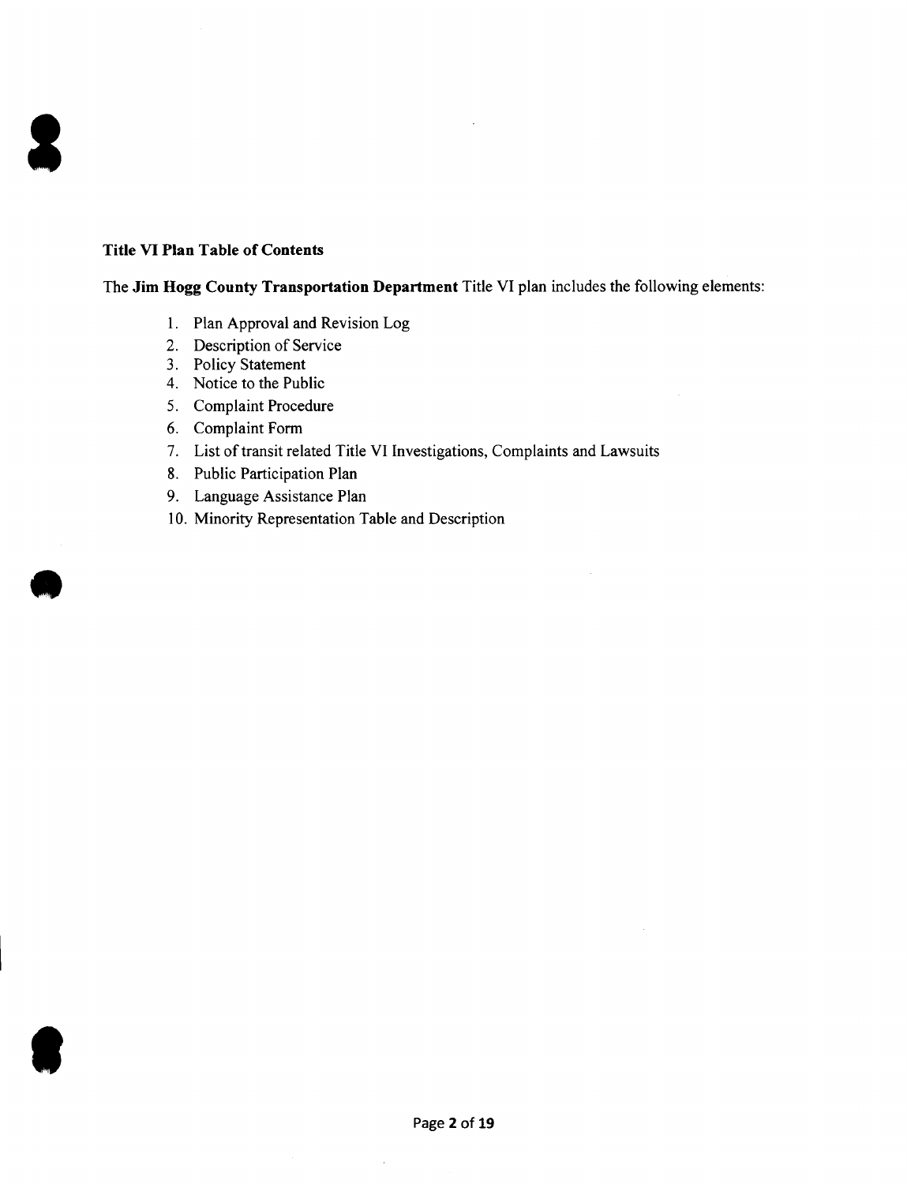**Title VI Plan Table of Contents**

The **Jim Hogg County Transportation Department** Title VI plan includes the following elements:

1. Plan Approval and Revision Log
2. Description of Service
3. Policy Statement
4. Notice to the Public
5. Complaint Procedure
6. Complaint Form
7. List of transit related Title VI Investigations, Complaints and Lawsuits
8. Public Participation Plan
9. Language Assistance Plan
10. Minority Representation Table and Description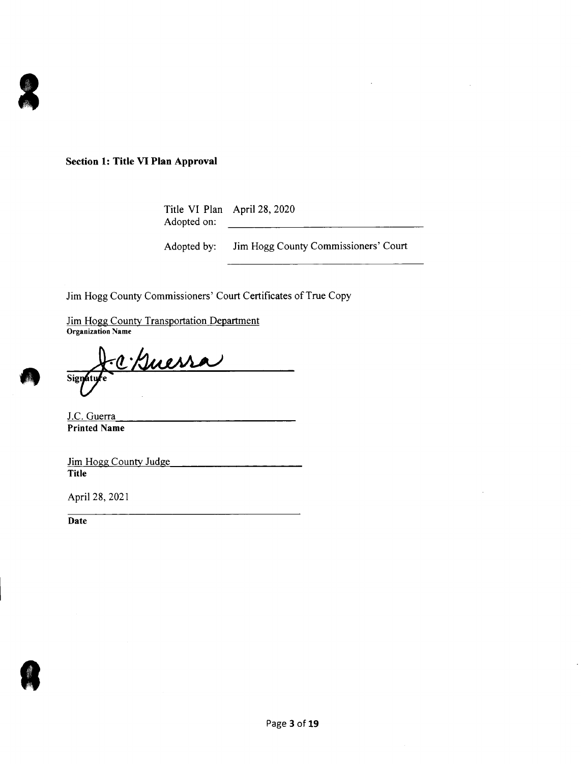**Section 1: Title VI Plan Approval**

| | |
|---|---|
| Title VI Plan Adopted on: | April 28, 2020 |
| Adopted by: | Jim Hogg County Commissioners' Court |

Jim Hogg County Commissioners' Court Certificates of True Copy

Jim Hogg County Transportation Department
**Organization Name**

J.C. Guerra
**Signature**

J.C. Guerra
**Printed Name**

Jim Hogg County Judge
**Title**

April 28, 2021
**Date**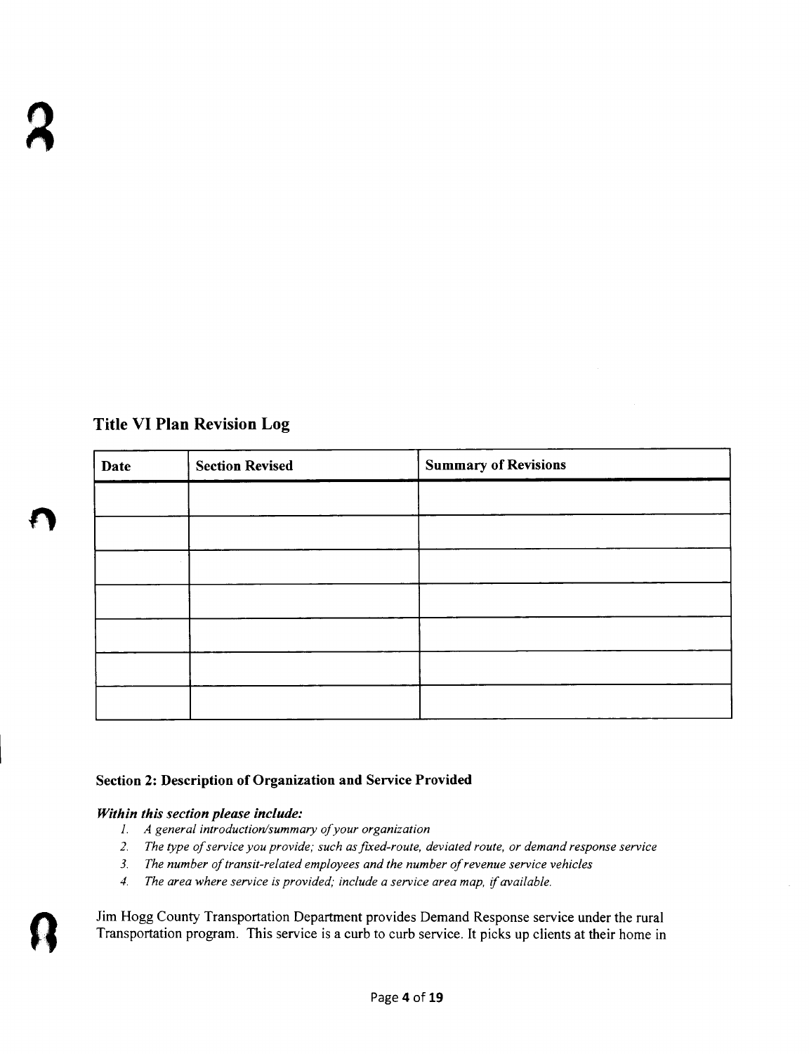## Title VI Plan Revision Log

| Date | Section Revised | Summary of Revisions |
|---|---|---|
| | | |
| | | |
| | | |
| | | |
| | | |
| | | |
| | | |

### Section 2: Description of Organization and Service Provided

***Within this section please include:***

1. *A general introduction/summary of your organization*
2. *The type of service you provide; such as fixed-route, deviated route, or demand response service*
3. *The number of transit-related employees and the number of revenue service vehicles*
4. *The area where service is provided; include a service area map, if available.*

Jim Hogg County Transportation Department provides Demand Response service under the rural Transportation program. This service is a curb to curb service. It picks up clients at their home in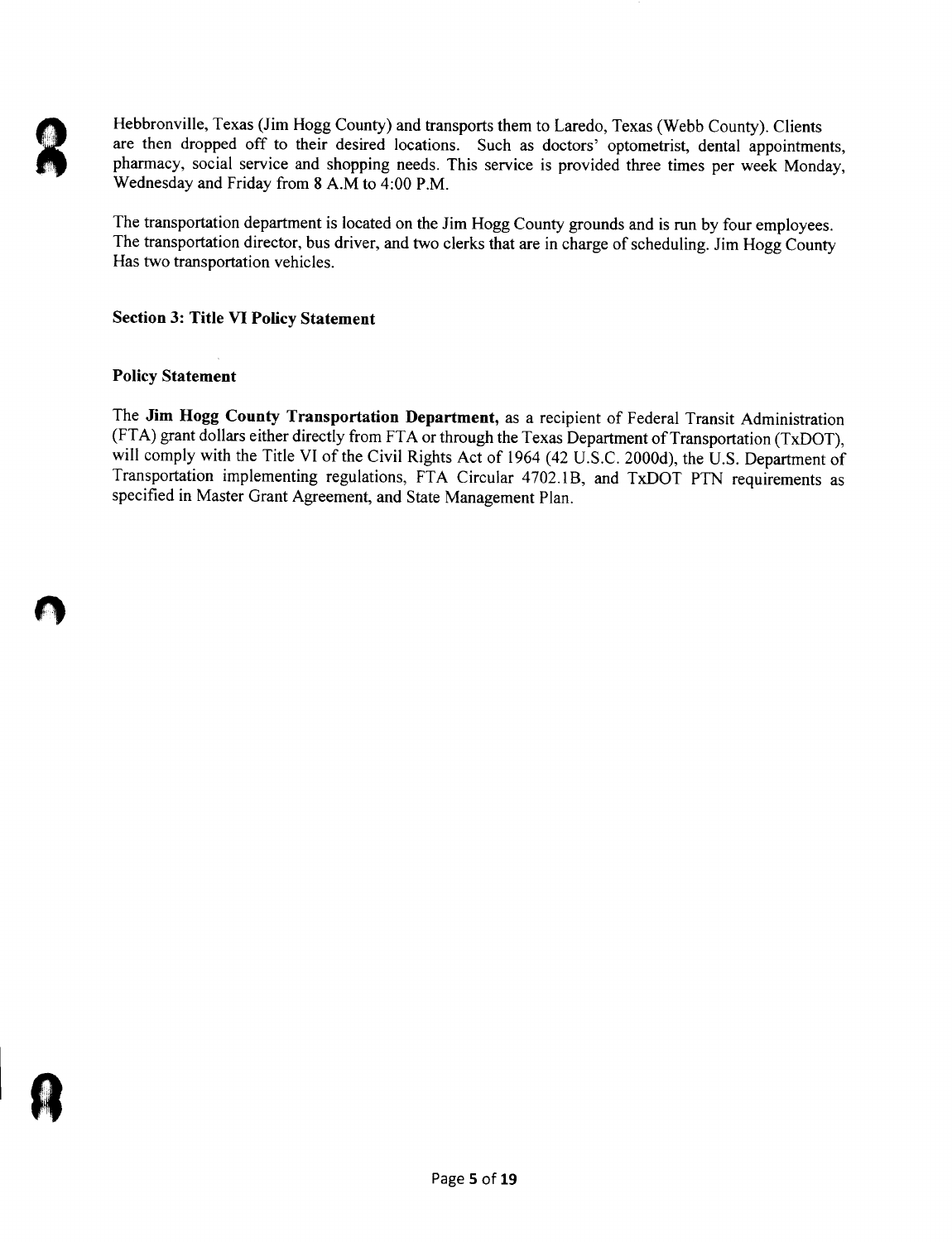Hebbronville, Texas (Jim Hogg County) and transports them to Laredo, Texas (Webb County). Clients are then dropped off to their desired locations. Such as doctors' optometrist, dental appointments, pharmacy, social service and shopping needs. This service is provided three times per week Monday, Wednesday and Friday from 8 A.M to 4:00 P.M.

The transportation department is located on the Jim Hogg County grounds and is run by four employees. The transportation director, bus driver, and two clerks that are in charge of scheduling. Jim Hogg County Has two transportation vehicles.

### Section 3: Title VI Policy Statement

#### Policy Statement

The **Jim Hogg County Transportation Department,** as a recipient of Federal Transit Administration (FTA) grant dollars either directly from FTA or through the Texas Department of Transportation (TxDOT), will comply with the Title VI of the Civil Rights Act of 1964 (42 U.S.C. 2000d), the U.S. Department of Transportation implementing regulations, FTA Circular 4702.1B, and TxDOT PTN requirements as specified in Master Grant Agreement, and State Management Plan.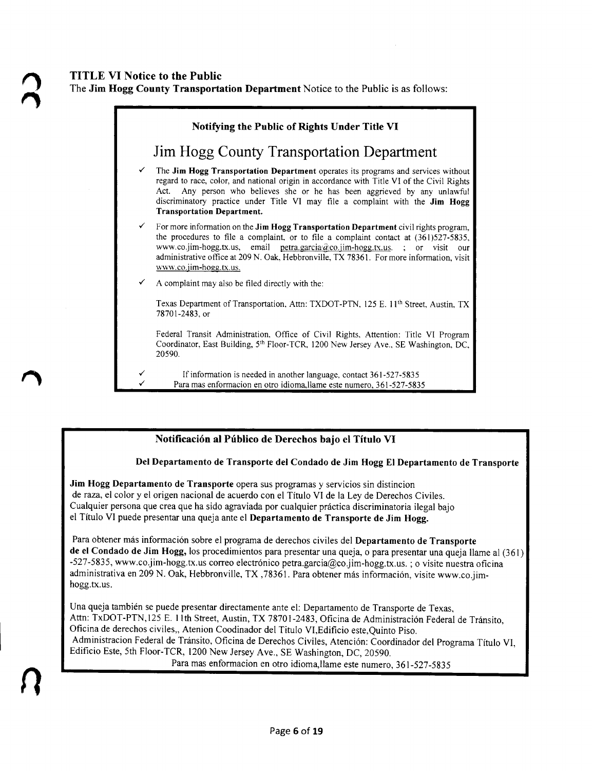## TITLE VI Notice to the Public

The **Jim Hogg County Transportation Department** Notice to the Public is as follows:

### Notifying the Public of Rights Under Title VI

# Jim Hogg County Transportation Department

- ✓ The **Jim Hogg Transportation Department** operates its programs and services without regard to race, color, and national origin in accordance with Title VI of the Civil Rights Act. Any person who believes she or he has been aggrieved by any unlawful discriminatory practice under Title VI may file a complaint with the **Jim Hogg Transportation Department.**
- ✓ For more information on the **Jim Hogg Transportation Department** civil rights program, the procedures to file a complaint, or to file a complaint contact at (361)527-5835, www.co.jim-hogg.tx.us, email petra.garcia@co.jim-hogg.tx.us. ; or visit our administrative office at 209 N. Oak, Hebbronville, TX 78361. For more information, visit www.co.jim-hogg.tx.us.
- ✓ A complaint may also be filed directly with the:

  Texas Department of Transportation, Attn: TXDOT-PTN, 125 E. 11th Street, Austin, TX 78701-2483, or

  Federal Transit Administration, Office of Civil Rights, Attention: Title VI Program Coordinator, East Building, 5th Floor-TCR, 1200 New Jersey Ave., SE Washington, DC, 20590.
- ✓ If information is needed in another language, contact 361-527-5835
- ✓ Para mas enformacion en otro idioma,llame este numero, 361-527-5835

### Notificación al Público de Derechos bajo el Título VI

**Del Departamento de Transporte del Condado de Jim Hogg El Departamento de Transporte**

**Jim Hogg Departamento de Transporte** opera sus programas y servicios sin distincion de raza, el color y el origen nacional de acuerdo con el Título VI de la Ley de Derechos Civiles. Cualquier persona que crea que ha sido agraviada por cualquier práctica discriminatoria ilegal bajo el Título VI puede presentar una queja ante el **Departamento de Transporte de Jim Hogg.**

Para obtener más información sobre el programa de derechos civiles del **Departamento de Transporte de el Condado de Jim Hogg,** los procedimientos para presentar una queja, o para presentar una queja llame al (361) -527-5835, www.co.jim-hogg.tx.us correo electrónico petra.garcia@co.jim-hogg.tx.us. ; o visite nuestra oficina administrativa en 209 N. Oak, Hebbronville, TX ,78361. Para obtener más información, visite www.co.jim-hogg.tx.us.

Una queja también se puede presentar directamente ante el: Departamento de Transporte de Texas, Attn: TxDOT-PTN,125 E. 11th Street, Austin, TX 78701-2483, Oficina de Administración Federal de Tránsito, Oficina de derechos civiles,, Atenion Coodinador del Titulo VI,Edificio este,Quinto Piso.
Administracion Federal de Tránsito, Oficina de Derechos Civiles, Atención: Coordinador del Programa Título VI, Edificio Este, 5th Floor-TCR, 1200 New Jersey Ave., SE Washington, DC, 20590.
Para mas enformacion en otro idioma,llame este numero, 361-527-5835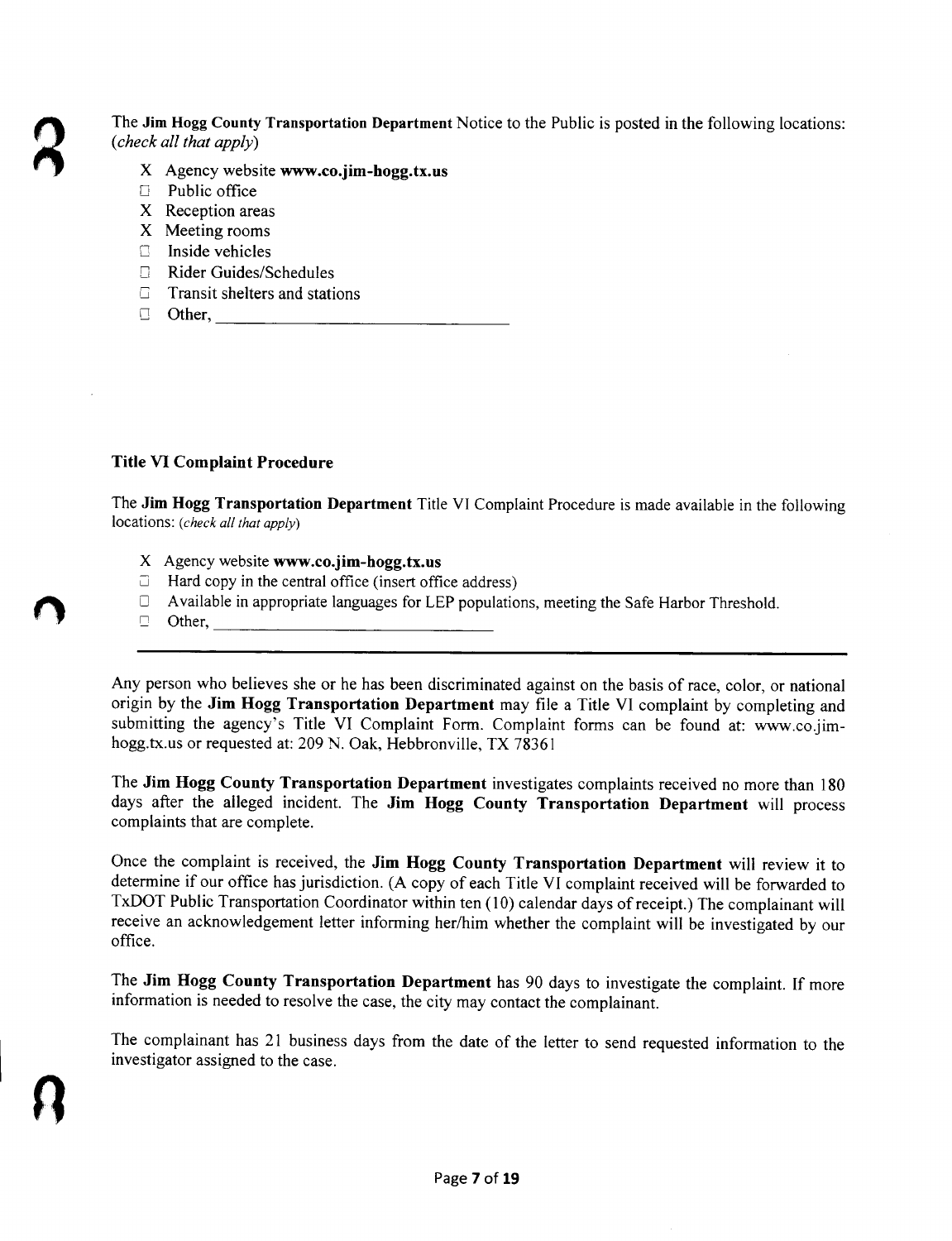The **Jim Hogg County Transportation Department** Notice to the Public is posted in the following locations: *(check all that apply)*

- X Agency website **www.co.jim-hogg.tx.us**
- ☐ Public office
- X Reception areas
- X Meeting rooms
- ☐ Inside vehicles
- ☐ Rider Guides/Schedules
- ☐ Transit shelters and stations
- ☐ Other, ______________________________

### Title VI Complaint Procedure

The **Jim Hogg Transportation Department** Title VI Complaint Procedure is made available in the following locations: *(check all that apply)*

- X Agency website **www.co.jim-hogg.tx.us**
- ☐ Hard copy in the central office (insert office address)
- ☐ Available in appropriate languages for LEP populations, meeting the Safe Harbor Threshold.
- ☐ Other, ______________________________

---

Any person who believes she or he has been discriminated against on the basis of race, color, or national origin by the **Jim Hogg Transportation Department** may file a Title VI complaint by completing and submitting the agency's Title VI Complaint Form. Complaint forms can be found at: www.co.jim-hogg.tx.us or requested at: 209 N. Oak, Hebbronville, TX 78361

The **Jim Hogg County Transportation Department** investigates complaints received no more than 180 days after the alleged incident. The **Jim Hogg County Transportation Department** will process complaints that are complete.

Once the complaint is received, the **Jim Hogg County Transportation Department** will review it to determine if our office has jurisdiction. (A copy of each Title VI complaint received will be forwarded to TxDOT Public Transportation Coordinator within ten (10) calendar days of receipt.) The complainant will receive an acknowledgement letter informing her/him whether the complaint will be investigated by our office.

The **Jim Hogg County Transportation Department** has 90 days to investigate the complaint. If more information is needed to resolve the case, the city may contact the complainant.

The complainant has 21 business days from the date of the letter to send requested information to the investigator assigned to the case.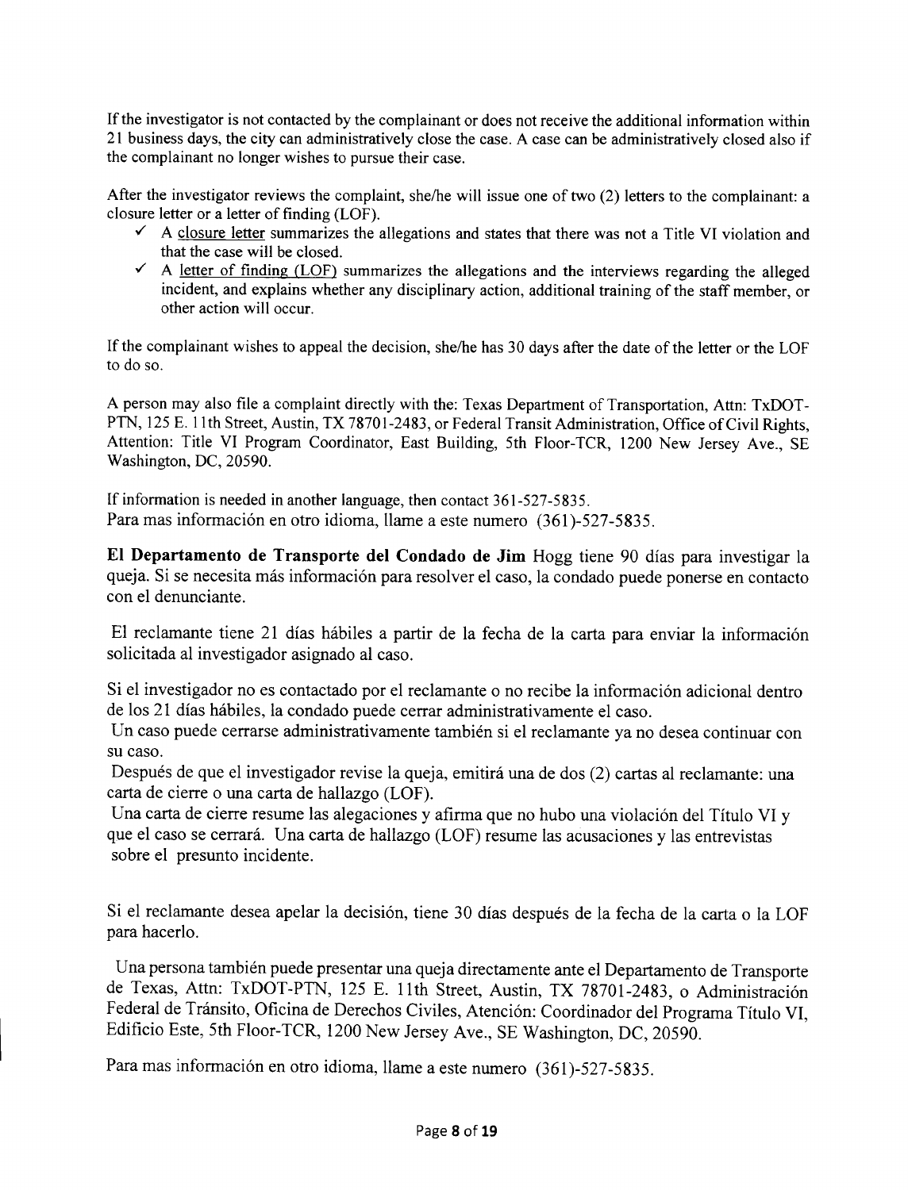If the investigator is not contacted by the complainant or does not receive the additional information within 21 business days, the city can administratively close the case. A case can be administratively closed also if the complainant no longer wishes to pursue their case.

After the investigator reviews the complaint, she/he will issue one of two (2) letters to the complainant: a closure letter or a letter of finding (LOF).

- ✓ A closure letter summarizes the allegations and states that there was not a Title VI violation and that the case will be closed.
- ✓ A letter of finding (LOF) summarizes the allegations and the interviews regarding the alleged incident, and explains whether any disciplinary action, additional training of the staff member, or other action will occur.

If the complainant wishes to appeal the decision, she/he has 30 days after the date of the letter or the LOF to do so.

A person may also file a complaint directly with the: Texas Department of Transportation, Attn: TxDOT-PTN, 125 E. 11th Street, Austin, TX 78701-2483, or Federal Transit Administration, Office of Civil Rights, Attention: Title VI Program Coordinator, East Building, 5th Floor-TCR, 1200 New Jersey Ave., SE Washington, DC, 20590.

If information is needed in another language, then contact 361-527-5835.
Para mas información en otro idioma, llame a este numero (361)-527-5835.

**El Departamento de Transporte del Condado de Jim** Hogg tiene 90 días para investigar la queja. Si se necesita más información para resolver el caso, la condado puede ponerse en contacto con el denunciante.

El reclamante tiene 21 días hábiles a partir de la fecha de la carta para enviar la información solicitada al investigador asignado al caso.

Si el investigador no es contactado por el reclamante o no recibe la información adicional dentro de los 21 días hábiles, la condado puede cerrar administrativamente el caso.
Un caso puede cerrarse administrativamente también si el reclamante ya no desea continuar con su caso.
Después de que el investigador revise la queja, emitirá una de dos (2) cartas al reclamante: una carta de cierre o una carta de hallazgo (LOF).
Una carta de cierre resume las alegaciones y afirma que no hubo una violación del Título VI y que el caso se cerrará. Una carta de hallazgo (LOF) resume las acusaciones y las entrevistas sobre el presunto incidente.

Si el reclamante desea apelar la decisión, tiene 30 días después de la fecha de la carta o la LOF para hacerlo.

Una persona también puede presentar una queja directamente ante el Departamento de Transporte de Texas, Attn: TxDOT-PTN, 125 E. 11th Street, Austin, TX 78701-2483, o Administración Federal de Tránsito, Oficina de Derechos Civiles, Atención: Coordinador del Programa Título VI, Edificio Este, 5th Floor-TCR, 1200 New Jersey Ave., SE Washington, DC, 20590.

Para mas información en otro idioma, llame a este numero (361)-527-5835.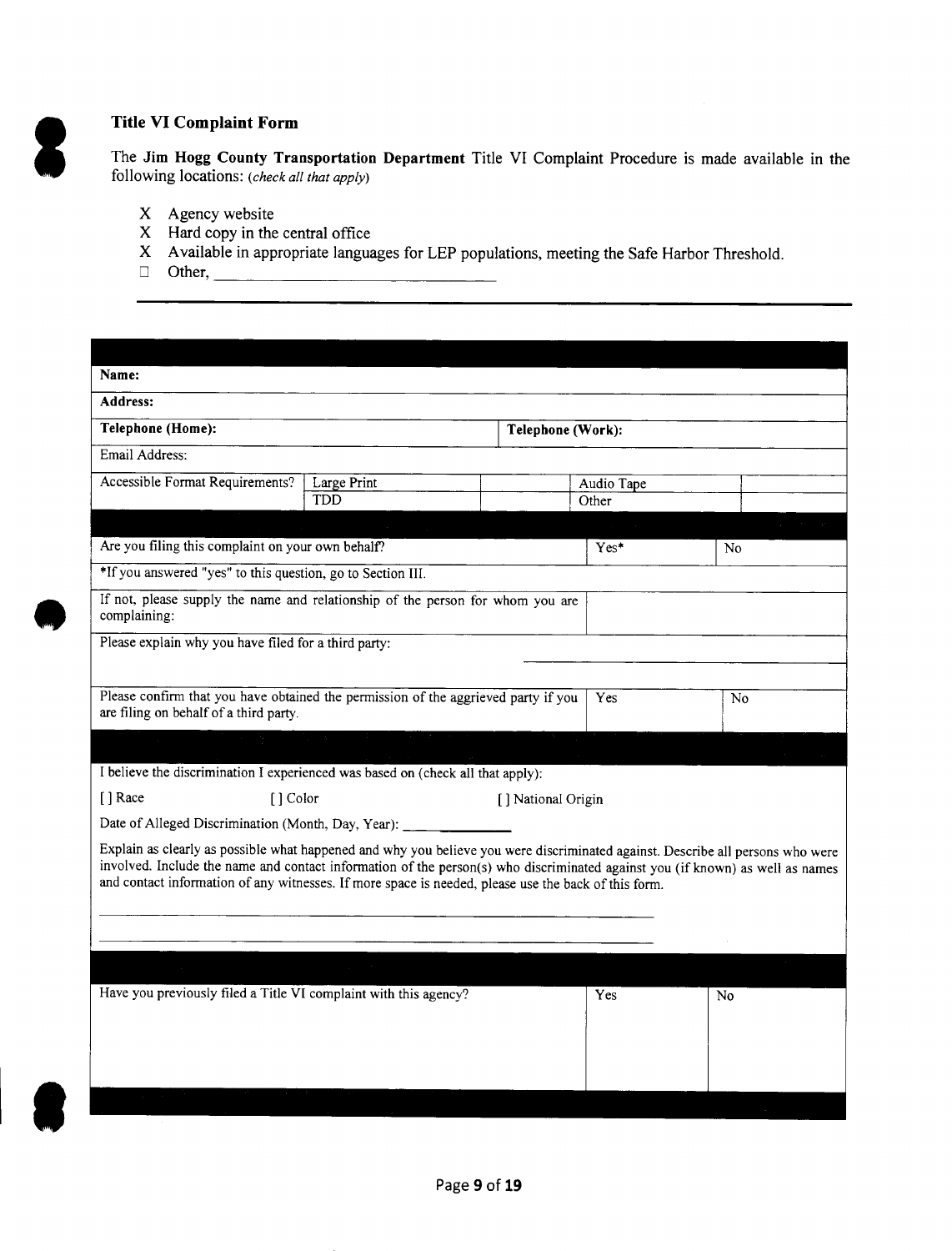### Title VI Complaint Form

The **Jim Hogg County Transportation Department** Title VI Complaint Procedure is made available in the following locations: *(check all that apply)*

- X Agency website
- X Hard copy in the central office
- X Available in appropriate languages for LEP populations, meeting the Safe Harbor Threshold.
- ☐ Other, ______________________________

---

| | | | | | |
|---|---|---|---|---|---|
| **Name:** | | | | | |
| **Address:** | | | | | |
| **Telephone (Home):** | | | **Telephone (Work):** | | |
| Email Address: | | | | | |
| Accessible Format Requirements? | Large Print | | Audio Tape | | |
| | TDD | | Other | | |

| | | |
|---|---|---|
| Are you filing this complaint on your own behalf? | Yes* | No |
| *If you answered "yes" to this question, go to Section III. | | |
| If not, please supply the name and relationship of the person for whom you are complaining: | | |
| Please explain why you have filed for a third party: | | |
| Please confirm that you have obtained the permission of the aggrieved party if you are filing on behalf of a third party. | Yes | No |

I believe the discrimination I experienced was based on (check all that apply):

[ ] Race [ ] Color [ ] National Origin

Date of Alleged Discrimination (Month, Day, Year): ______________

Explain as clearly as possible what happened and why you believe you were discriminated against. Describe all persons who were involved. Include the name and contact information of the person(s) who discriminated against you (if known) as well as names and contact information of any witnesses. If more space is needed, please use the back of this form.

______________________________________________________________

______________________________________________________________

| | | |
|---|---|---|
| Have you previously filed a Title VI complaint with this agency? | Yes | No |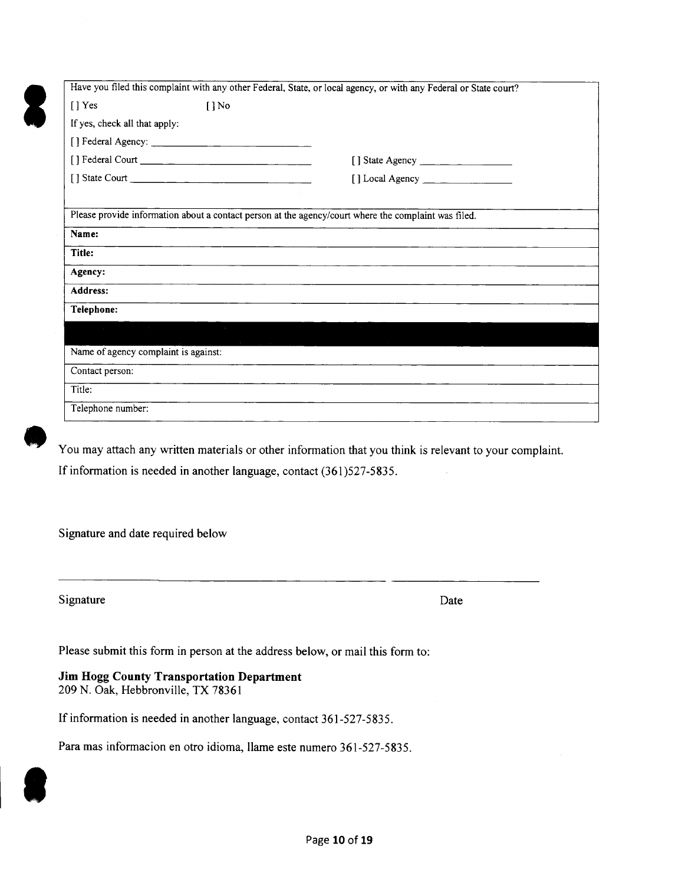| |
|---|
| Have you filed this complaint with any other Federal, State, or local agency, or with any Federal or State court? |
| [ ] Yes &nbsp;&nbsp;&nbsp;&nbsp; [ ] No |
| If yes, check all that apply: |
| [ ] Federal Agency: ______________________ |
| [ ] Federal Court ______________________ &nbsp;&nbsp;&nbsp;&nbsp; [ ] State Agency ______________ |
| [ ] State Court ______________________ &nbsp;&nbsp;&nbsp;&nbsp; [ ] Local Agency ______________ |
| Please provide information about a contact person at the agency/court where the complaint was filed. |
| **Name:** |
| **Title:** |
| **Agency:** |
| **Address:** |
| **Telephone:** |
| |
| Name of agency complaint is against: |
| Contact person: |
| Title: |
| Telephone number: |

You may attach any written materials or other information that you think is relevant to your complaint.

If information is needed in another language, contact (361)527-5835.

Signature and date required below

_______________________________________ ____________________

Signature &nbsp;&nbsp;&nbsp;&nbsp;&nbsp;&nbsp;&nbsp;&nbsp;&nbsp;&nbsp;&nbsp;&nbsp;&nbsp;&nbsp;&nbsp;&nbsp;&nbsp;&nbsp;&nbsp;&nbsp;&nbsp;&nbsp;&nbsp;&nbsp;&nbsp;&nbsp;&nbsp;&nbsp;&nbsp;&nbsp;&nbsp;&nbsp; Date

Please submit this form in person at the address below, or mail this form to:

**Jim Hogg County Transportation Department**
209 N. Oak, Hebbronville, TX 78361

If information is needed in another language, contact 361-527-5835.

Para mas informacion en otro idioma, llame este numero 361-527-5835.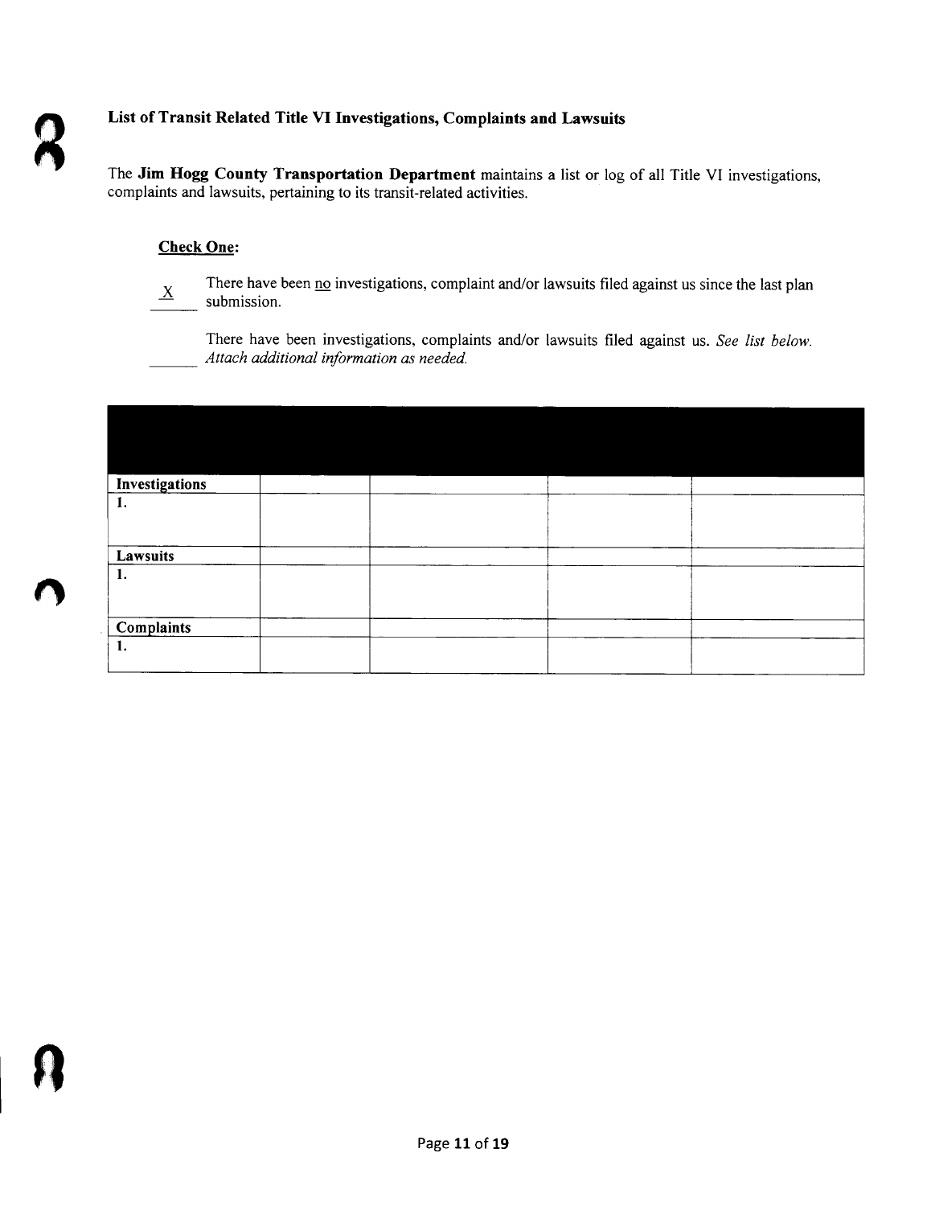### List of Transit Related Title VI Investigations, Complaints and Lawsuits

The **Jim Hogg County Transportation Department** maintains a list or log of all Title VI investigations, complaints and lawsuits, pertaining to its transit-related activities.

**Check One:**

\_X\_ There have been no investigations, complaint and/or lawsuits filed against us since the last plan submission.

\_\_\_\_\_\_ There have been investigations, complaints and/or lawsuits filed against us. *See list below. Attach additional information as needed.*

| | | | | |
|---|---|---|---|---|
| **Investigations** | | | | |
| 1. | | | | |
| **Lawsuits** | | | | |
| 1. | | | | |
| **Complaints** | | | | |
| 1. | | | | |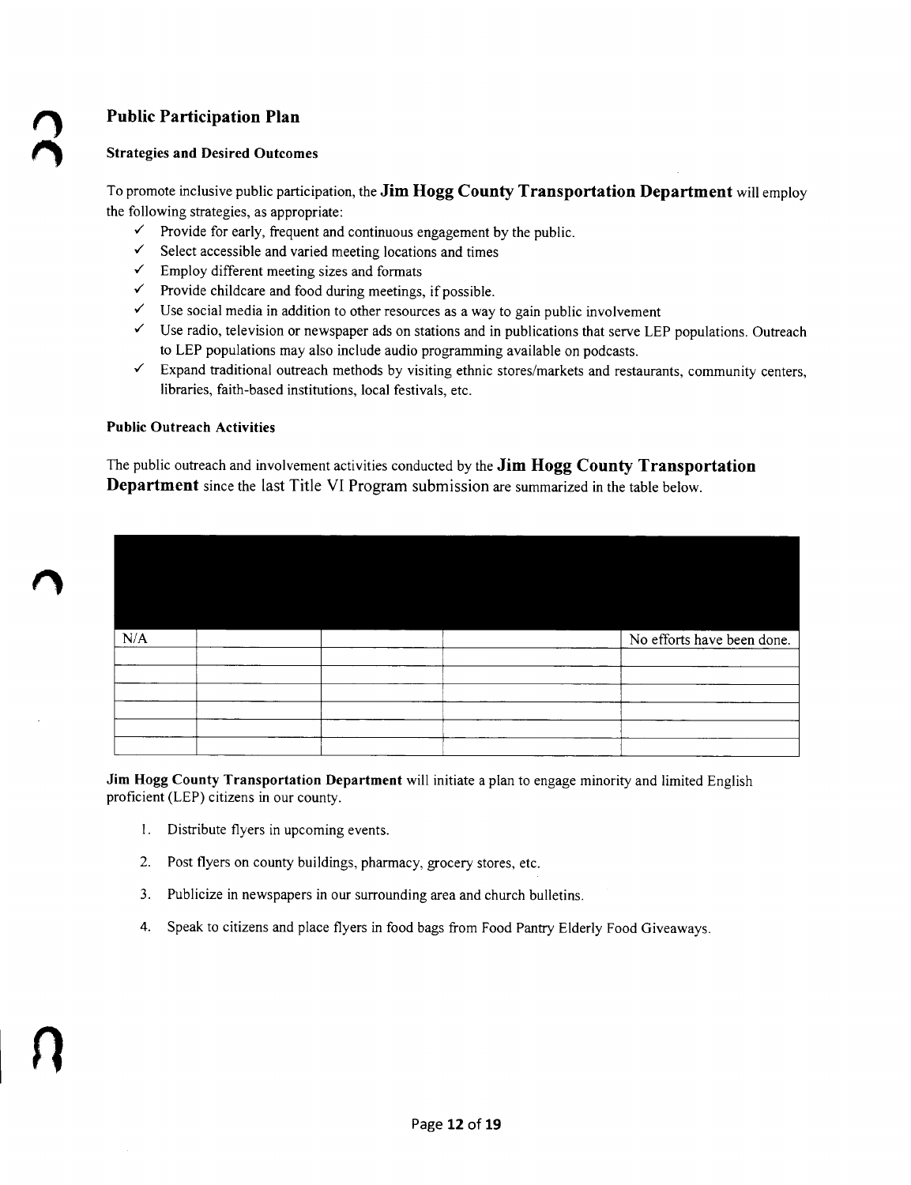## Public Participation Plan

### Strategies and Desired Outcomes

To promote inclusive public participation, the **Jim Hogg County Transportation Department** will employ the following strategies, as appropriate:

- ✓ Provide for early, frequent and continuous engagement by the public.
- ✓ Select accessible and varied meeting locations and times
- ✓ Employ different meeting sizes and formats
- ✓ Provide childcare and food during meetings, if possible.
- ✓ Use social media in addition to other resources as a way to gain public involvement
- ✓ Use radio, television or newspaper ads on stations and in publications that serve LEP populations. Outreach to LEP populations may also include audio programming available on podcasts.
- ✓ Expand traditional outreach methods by visiting ethnic stores/markets and restaurants, community centers, libraries, faith-based institutions, local festivals, etc.

### Public Outreach Activities

The public outreach and involvement activities conducted by the **Jim Hogg County Transportation Department** since the last Title VI Program submission are summarized in the table below.

| | | | | |
|---|---|---|---|---|
| N/A | | | | No efforts have been done. |
| | | | | |
| | | | | |
| | | | | |
| | | | | |
| | | | | |

**Jim Hogg County Transportation Department** will initiate a plan to engage minority and limited English proficient (LEP) citizens in our county.

1. Distribute flyers in upcoming events.
2. Post flyers on county buildings, pharmacy, grocery stores, etc.
3. Publicize in newspapers in our surrounding area and church bulletins.
4. Speak to citizens and place flyers in food bags from Food Pantry Elderly Food Giveaways.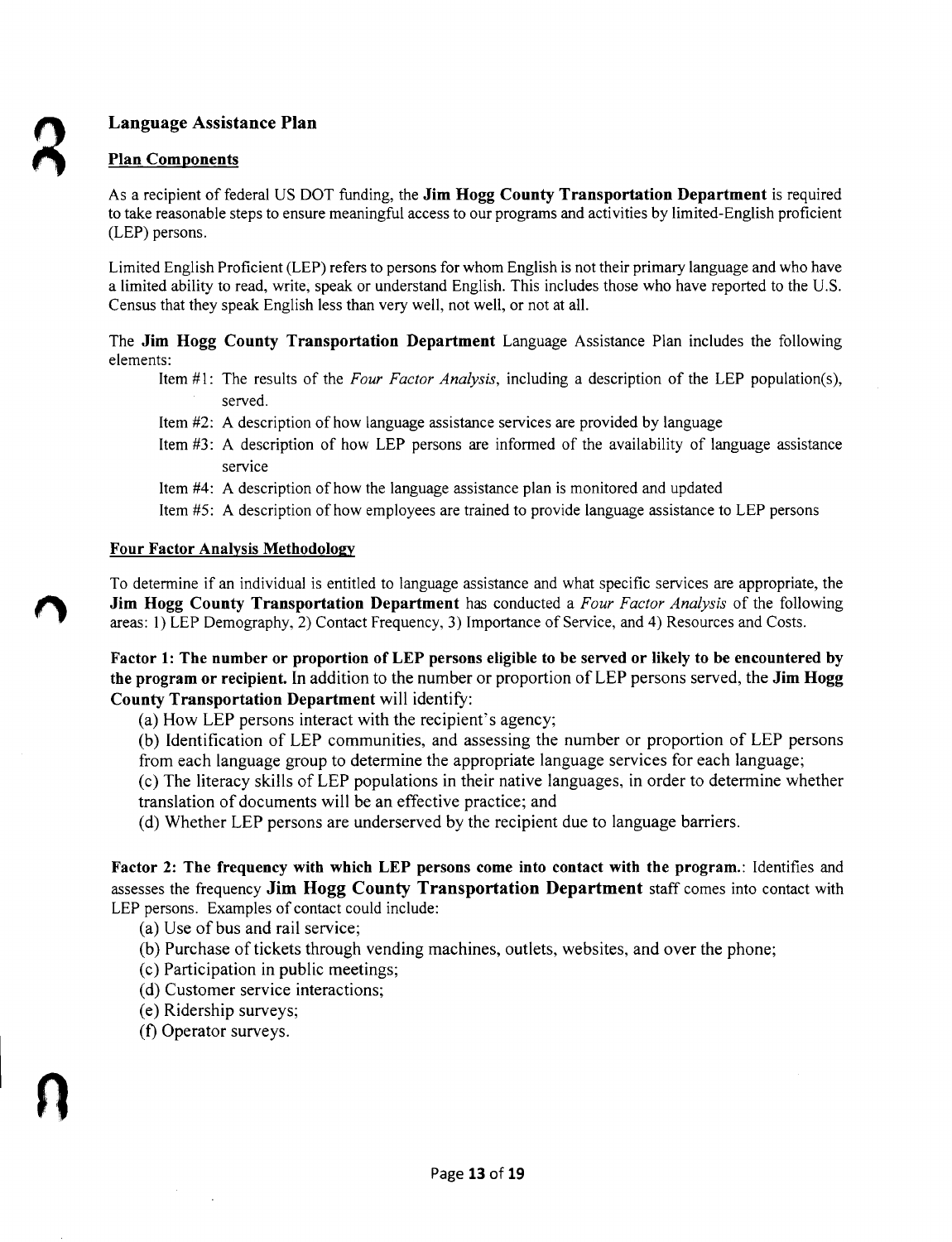## Language Assistance Plan

### Plan Components

As a recipient of federal US DOT funding, the **Jim Hogg County Transportation Department** is required to take reasonable steps to ensure meaningful access to our programs and activities by limited-English proficient (LEP) persons.

Limited English Proficient (LEP) refers to persons for whom English is not their primary language and who have a limited ability to read, write, speak or understand English. This includes those who have reported to the U.S. Census that they speak English less than very well, not well, or not at all.

The **Jim Hogg County Transportation Department** Language Assistance Plan includes the following elements:

- Item #1: The results of the *Four Factor Analysis*, including a description of the LEP population(s), served.
- Item #2: A description of how language assistance services are provided by language
- Item #3: A description of how LEP persons are informed of the availability of language assistance service
- Item #4: A description of how the language assistance plan is monitored and updated
- Item #5: A description of how employees are trained to provide language assistance to LEP persons

### Four Factor Analysis Methodology

To determine if an individual is entitled to language assistance and what specific services are appropriate, the **Jim Hogg County Transportation Department** has conducted a *Four Factor Analysis* of the following areas: 1) LEP Demography, 2) Contact Frequency, 3) Importance of Service, and 4) Resources and Costs.

**Factor 1: The number or proportion of LEP persons eligible to be served or likely to be encountered by the program or recipient.** In addition to the number or proportion of LEP persons served, the **Jim Hogg County Transportation Department** will identify:

(a) How LEP persons interact with the recipient's agency;

(b) Identification of LEP communities, and assessing the number or proportion of LEP persons from each language group to determine the appropriate language services for each language;

(c) The literacy skills of LEP populations in their native languages, in order to determine whether translation of documents will be an effective practice; and

(d) Whether LEP persons are underserved by the recipient due to language barriers.

**Factor 2: The frequency with which LEP persons come into contact with the program.**: Identifies and assesses the frequency **Jim Hogg County Transportation Department** staff comes into contact with LEP persons. Examples of contact could include:

(a) Use of bus and rail service;

(b) Purchase of tickets through vending machines, outlets, websites, and over the phone;

(c) Participation in public meetings;

(d) Customer service interactions;

(e) Ridership surveys;

(f) Operator surveys.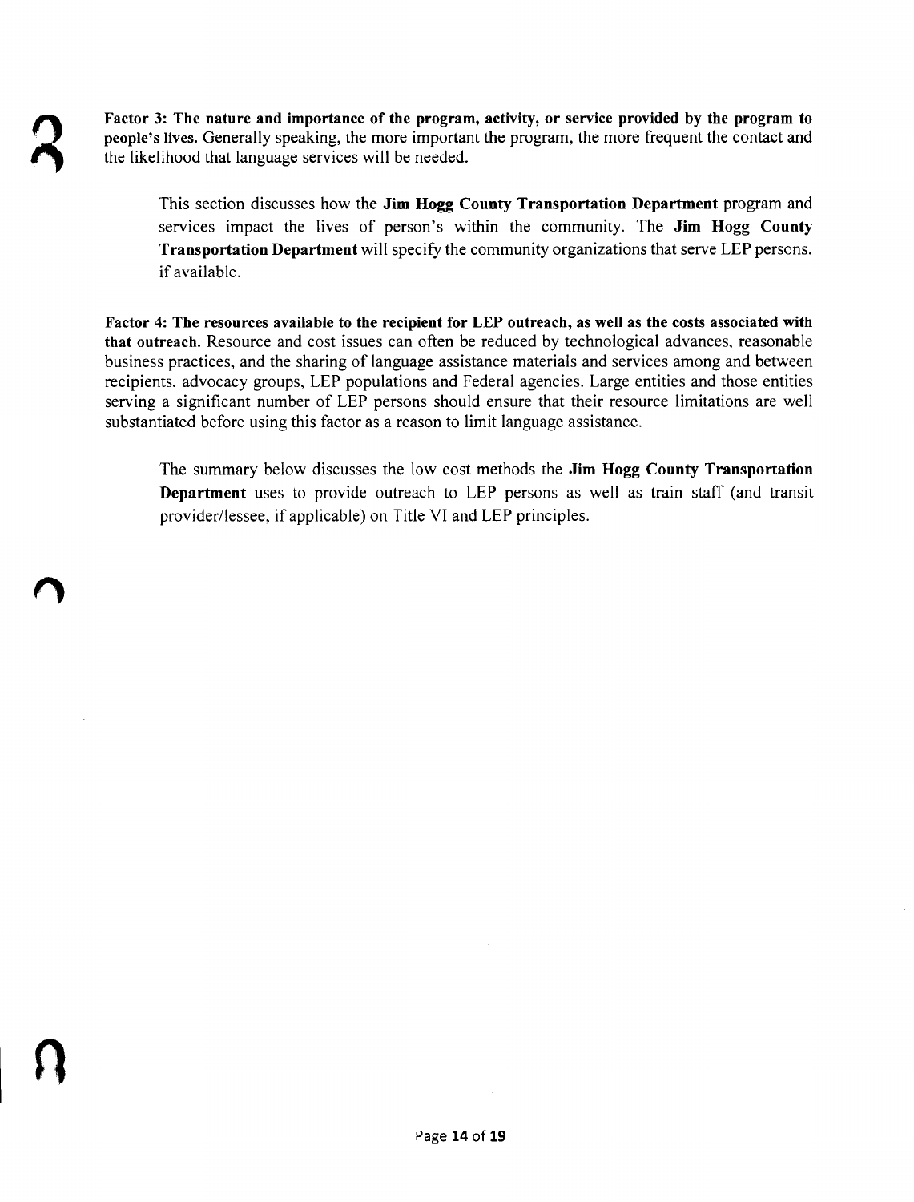**Factor 3: The nature and importance of the program, activity, or service provided by the program to people's lives.** Generally speaking, the more important the program, the more frequent the contact and the likelihood that language services will be needed.

This section discusses how the **Jim Hogg County Transportation Department** program and services impact the lives of person's within the community. The **Jim Hogg County Transportation Department** will specify the community organizations that serve LEP persons, if available.

**Factor 4: The resources available to the recipient for LEP outreach, as well as the costs associated with that outreach.** Resource and cost issues can often be reduced by technological advances, reasonable business practices, and the sharing of language assistance materials and services among and between recipients, advocacy groups, LEP populations and Federal agencies. Large entities and those entities serving a significant number of LEP persons should ensure that their resource limitations are well substantiated before using this factor as a reason to limit language assistance.

The summary below discusses the low cost methods the **Jim Hogg County Transportation Department** uses to provide outreach to LEP persons as well as train staff (and transit provider/lessee, if applicable) on Title VI and LEP principles.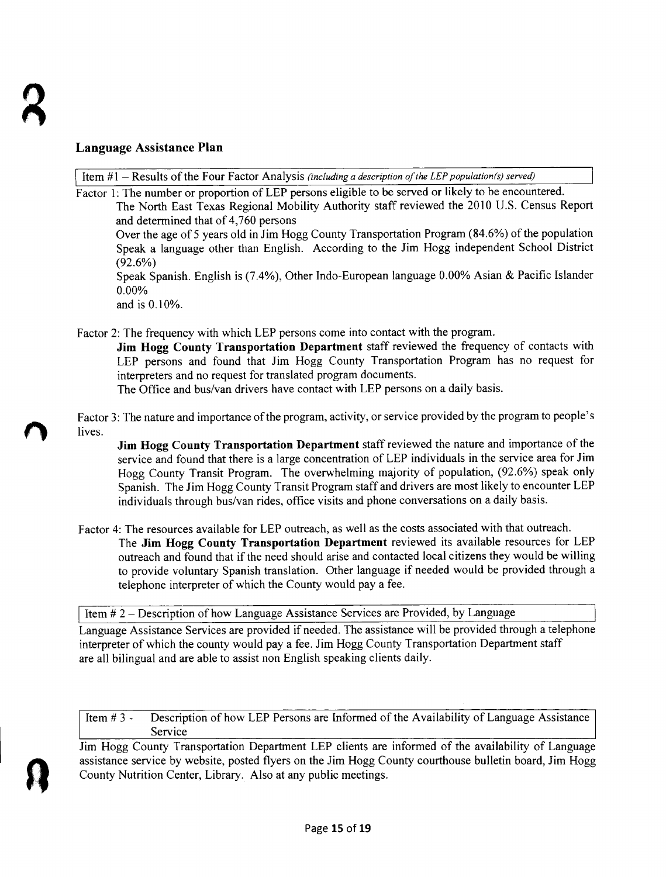## Language Assistance Plan

Item #1 – Results of the Four Factor Analysis *(including a description of the LEP population(s) served)*

Factor 1: The number or proportion of LEP persons eligible to be served or likely to be encountered.

The North East Texas Regional Mobility Authority staff reviewed the 2010 U.S. Census Report and determined that of 4,760 persons

Over the age of 5 years old in Jim Hogg County Transportation Program (84.6%) of the population Speak a language other than English. According to the Jim Hogg independent School District (92.6%)

Speak Spanish. English is (7.4%), Other Indo-European language 0.00% Asian & Pacific Islander 0.00%

and is 0.10%.

Factor 2: The frequency with which LEP persons come into contact with the program.

**Jim Hogg County Transportation Department** staff reviewed the frequency of contacts with LEP persons and found that Jim Hogg County Transportation Program has no request for interpreters and no request for translated program documents.

The Office and bus/van drivers have contact with LEP persons on a daily basis.

Factor 3: The nature and importance of the program, activity, or service provided by the program to people's lives.

**Jim Hogg County Transportation Department** staff reviewed the nature and importance of the service and found that there is a large concentration of LEP individuals in the service area for Jim Hogg County Transit Program. The overwhelming majority of population, (92.6%) speak only Spanish. The Jim Hogg County Transit Program staff and drivers are most likely to encounter LEP individuals through bus/van rides, office visits and phone conversations on a daily basis.

Factor 4: The resources available for LEP outreach, as well as the costs associated with that outreach.

The **Jim Hogg County Transportation Department** reviewed its available resources for LEP outreach and found that if the need should arise and contacted local citizens they would be willing to provide voluntary Spanish translation. Other language if needed would be provided through a telephone interpreter of which the County would pay a fee.

Item # 2 – Description of how Language Assistance Services are Provided, by Language

Language Assistance Services are provided if needed. The assistance will be provided through a telephone interpreter of which the county would pay a fee. Jim Hogg County Transportation Department staff are all bilingual and are able to assist non English speaking clients daily.

Item # 3 - Description of how LEP Persons are Informed of the Availability of Language Assistance Service

Jim Hogg County Transportation Department LEP clients are informed of the availability of Language assistance service by website, posted flyers on the Jim Hogg County courthouse bulletin board, Jim Hogg County Nutrition Center, Library. Also at any public meetings.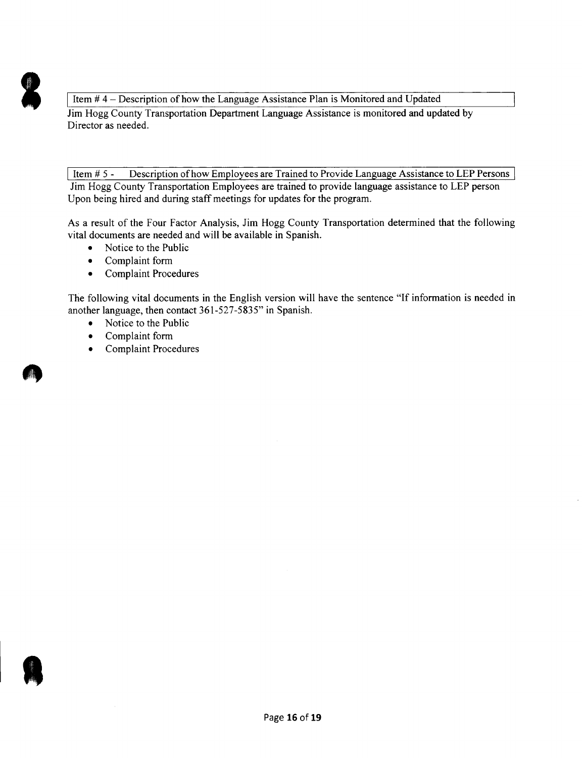Item # 4 – Description of how the Language Assistance Plan is Monitored and Updated

Jim Hogg County Transportation Department Language Assistance is monitored and updated by Director as needed.

Item # 5 - Description of how Employees are Trained to Provide Language Assistance to LEP Persons

Jim Hogg County Transportation Employees are trained to provide language assistance to LEP person Upon being hired and during staff meetings for updates for the program.

As a result of the Four Factor Analysis, Jim Hogg County Transportation determined that the following vital documents are needed and will be available in Spanish.

- Notice to the Public
- Complaint form
- Complaint Procedures

The following vital documents in the English version will have the sentence "If information is needed in another language, then contact 361-527-5835" in Spanish.

- Notice to the Public
- Complaint form
- Complaint Procedures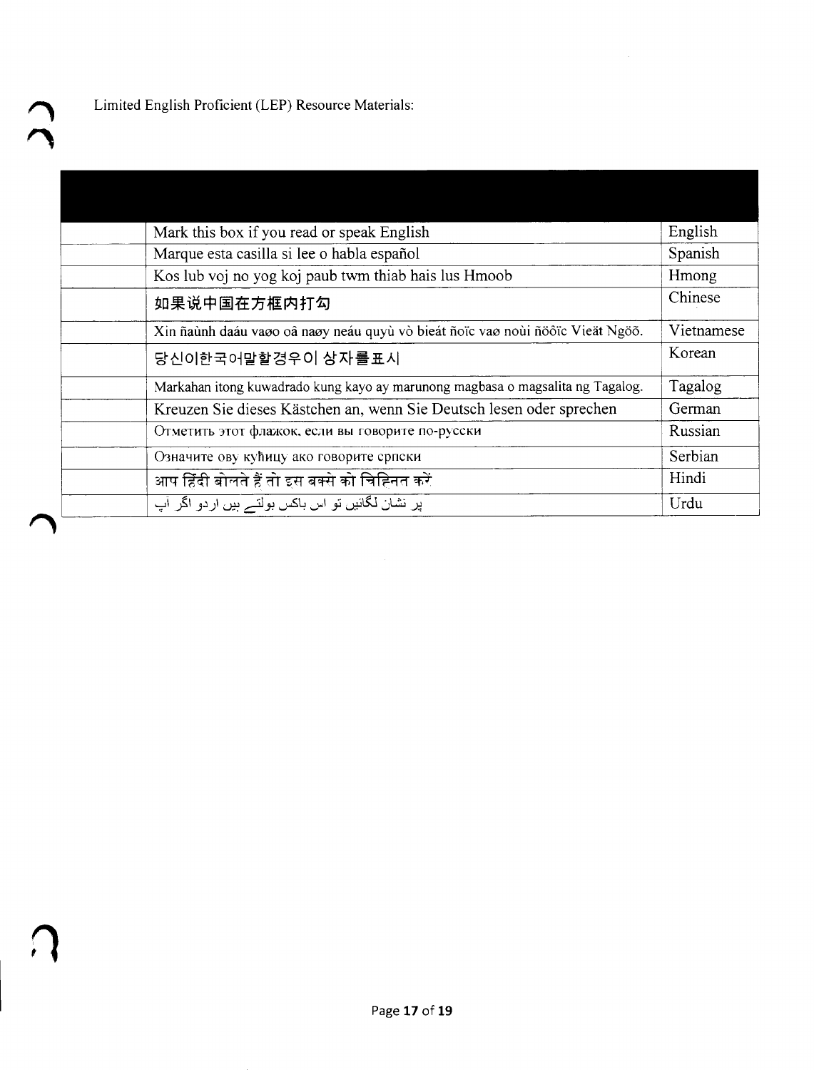Limited English Proficient (LEP) Resource Materials:

| | | |
|---|---|---|
| | Mark this box if you read or speak English | English |
| | Marque esta casilla si lee o habla español | Spanish |
| | Kos lub voj no yog koj paub twm thiab hais lus Hmoob | Hmong |
| | 如果说中国在方框内打勾 | Chinese |
| | Xin ñaùnh daáu vaøo oâ naøy neáu quyù vò bieát ñoïc vaø noùi ñöôïc Vieät Ngöõ. | Vietnamese |
| | 당신이한국어말할경우이 상자를표시 | Korean |
| | Markahan itong kuwadrado kung kayo ay marunong magbasa o magsalita ng Tagalog. | Tagalog |
| | Kreuzen Sie dieses Kästchen an, wenn Sie Deutsch lesen oder sprechen | German |
| | Отметить этот флажок, если вы говорите по-русски | Russian |
| | Означите ову кућицу ако говорите српски | Serbian |
| | आप हिंदी बोलते हैं तो इस बक्से को चिह्नित करें | Hindi |
| | پر نشان لگائیں تو اس باکس بولتے ہیں اردو اگر آپ | Urdu |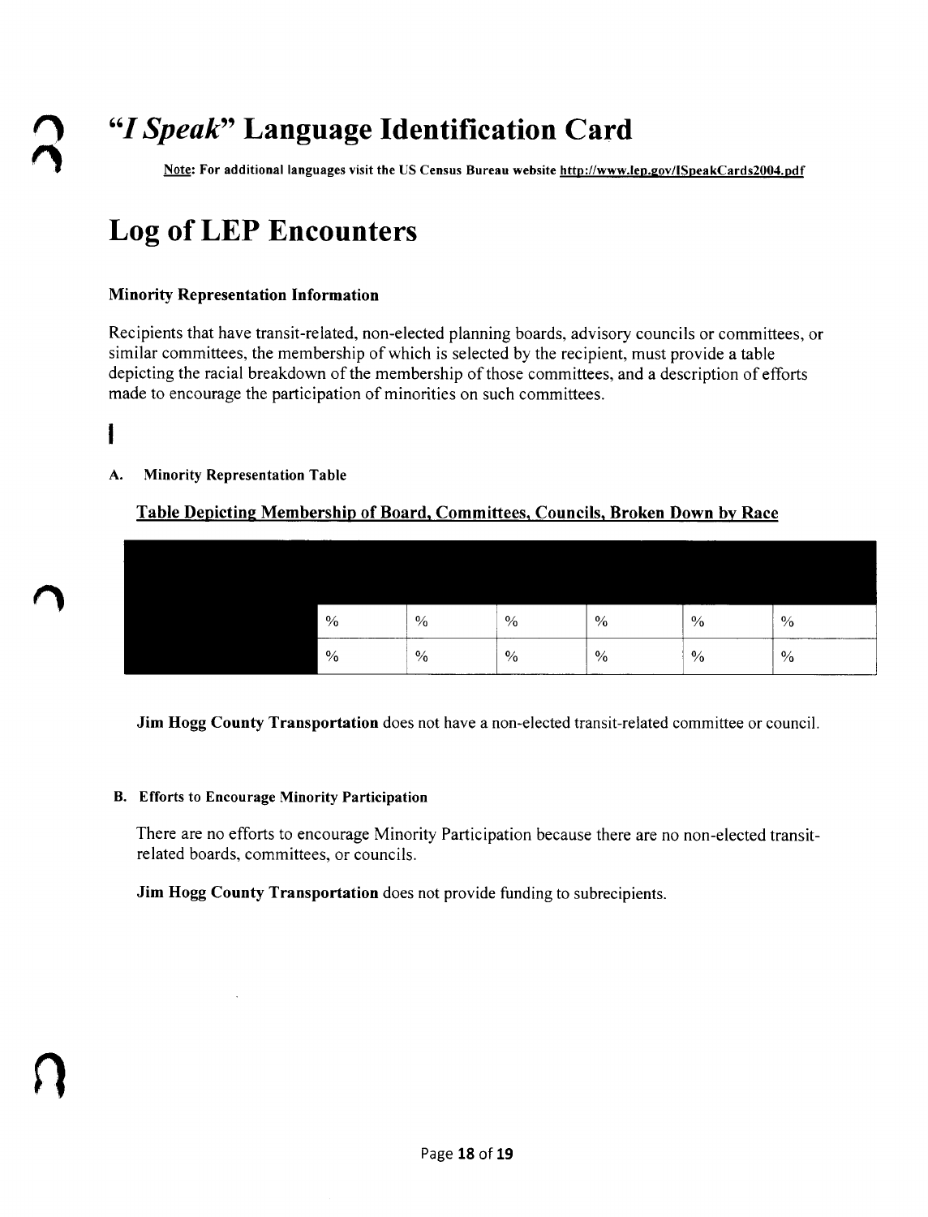# "*I Speak*" Language Identification Card

**Note: For additional languages visit the US Census Bureau website http://www.lep.gov/ISpeakCards2004.pdf**

# Log of LEP Encounters

**Minority Representation Information**

Recipients that have transit-related, non-elected planning boards, advisory councils or committees, or similar committees, the membership of which is selected by the recipient, must provide a table depicting the racial breakdown of the membership of those committees, and a description of efforts made to encourage the participation of minorities on such committees.

**A. Minority Representation Table**

**Table Depicting Membership of Board, Committees, Councils, Broken Down by Race**

| | | | | | | |
|---|---|---|---|---|---|---|
| | % | % | % | % | % | % |
| | % | % | % | % | % | % |

**Jim Hogg County Transportation** does not have a non-elected transit-related committee or council.

**B. Efforts to Encourage Minority Participation**

There are no efforts to encourage Minority Participation because there are no non-elected transit-related boards, committees, or councils.

**Jim Hogg County Transportation** does not provide funding to subrecipients.